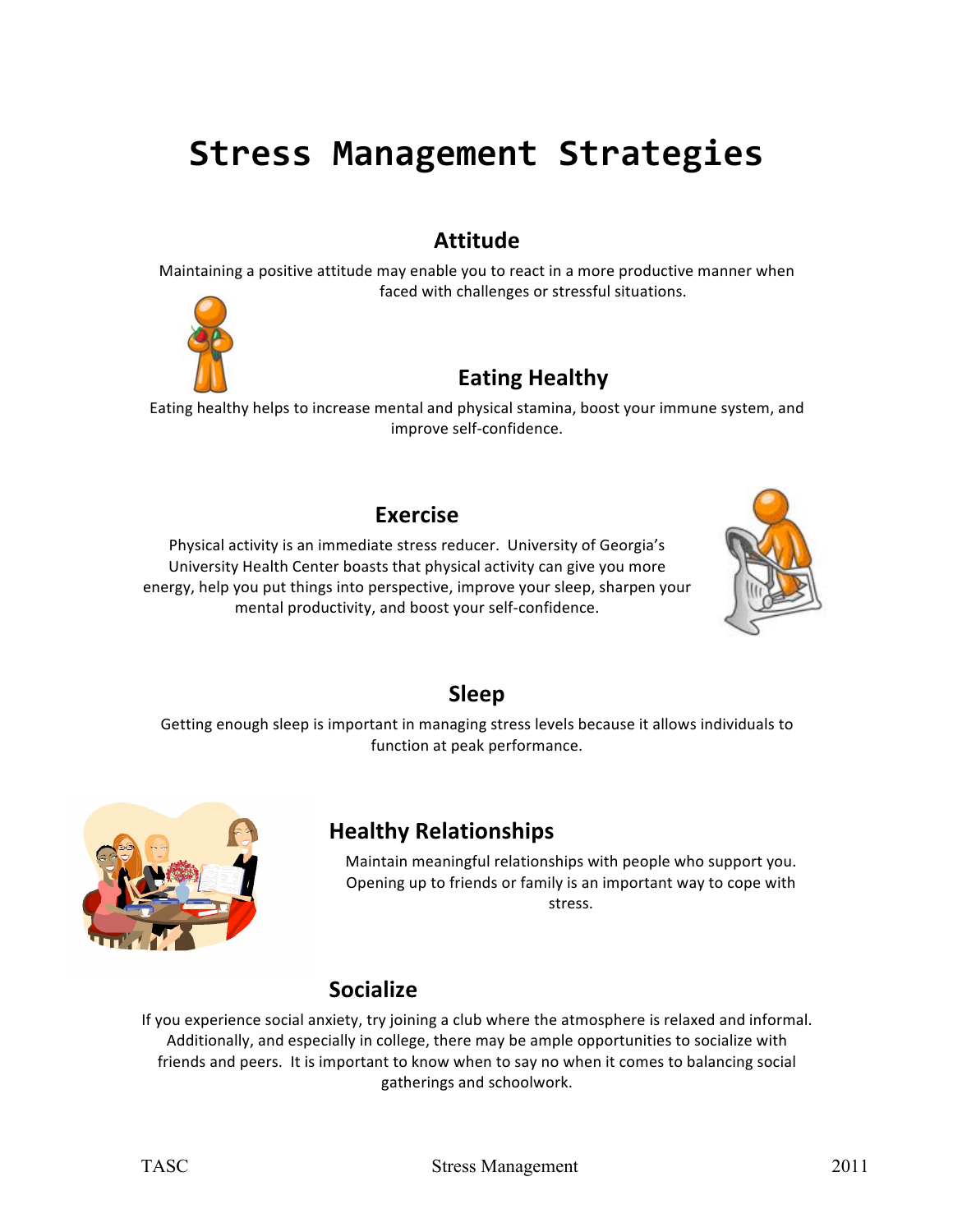# Stress Management Strategies

## Attitude

Maintaining a positive attitude may enable you to react in a more productive manner when faced with challenges or stressful situations.

## Eating Healthy

Eating healthy helps to increase mental and physical stamina, boost your immune system, and improve self-confidence.

## Exercise

Physical activity is an immediate stress reducer. University of Georgia's University Health Center boasts that physical activity can give you more energy, help you put things into perspective, improve your sleep, sharpen your mental productivity, and boost your self-confidence.

## Sleep

Getting enough sleep is important in managing stress levels because it allows individuals to function at peak performance.

## Healthy Relationships

Maintain meaningful relationships with people who support you. Opening up to friends or family is an important way to cope with stress.

## Socialize

If you experience social anxiety, try joining a club where the atmosphere is relaxed and informal. Additionally, and especially in college, there may be ample opportunities to socialize with friends and peers. It is important to know when to say no when it comes to balancing social gatherings and schoolwork.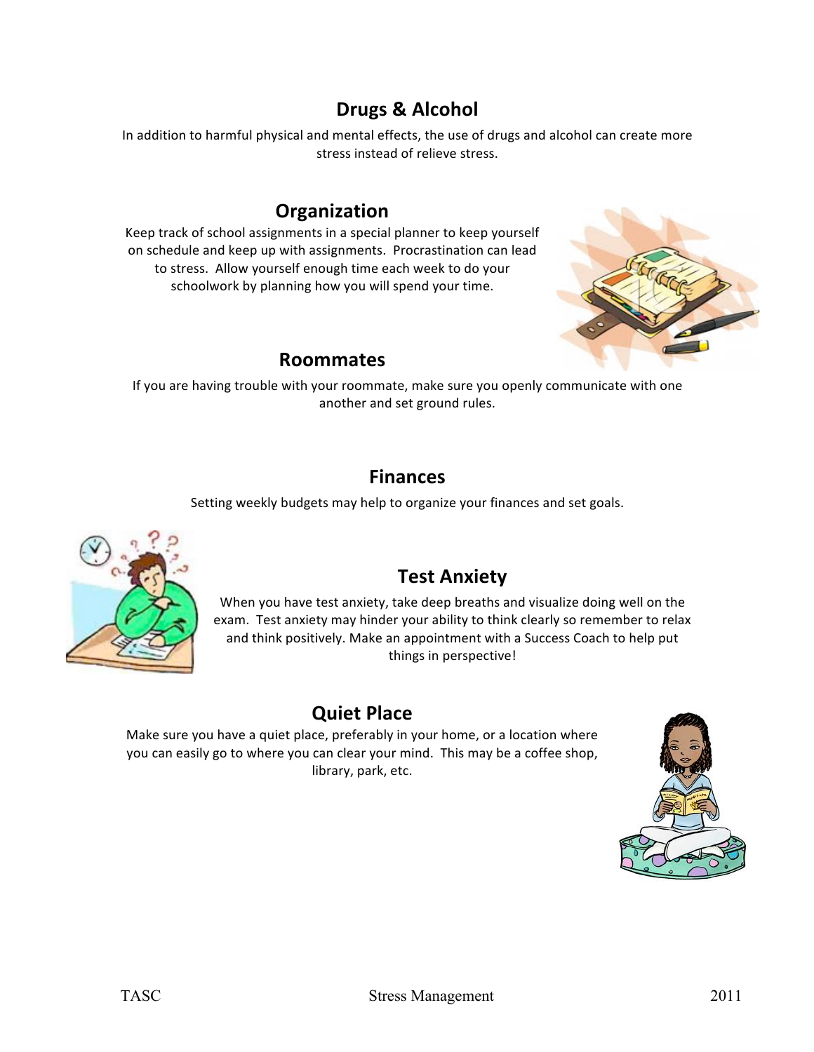## Drugs & Alcohol

In addition to harmful physical and mental effects, the use of drugs and alcohol can create more stress instead of relieve stress.

## Organization

Keep track of school assignments in a special planner to keep yourself on schedule and keep up with assignments. Procrastination can lead to stress. Allow yourself enough time each week to do your schoolwork by planning how you will spend your time.

## Roommates

If you are having trouble with your roommate, make sure you openly communicate with one another and set ground rules.

## Finances

Setting weekly budgets may help to organize your finances and set goals.

## Test Anxiety

When you have test anxiety, take deep breaths and visualize doing well on the exam. Test anxiety may hinder your ability to think clearly so remember to relax and think positively. Make an appointment with a Success Coach to help put things in perspective!

## Quiet Place

Make sure you have a quiet place, preferably in your home, or a location where you can easily go to where you can clear your mind. This may be a coffee shop, library, park, etc.